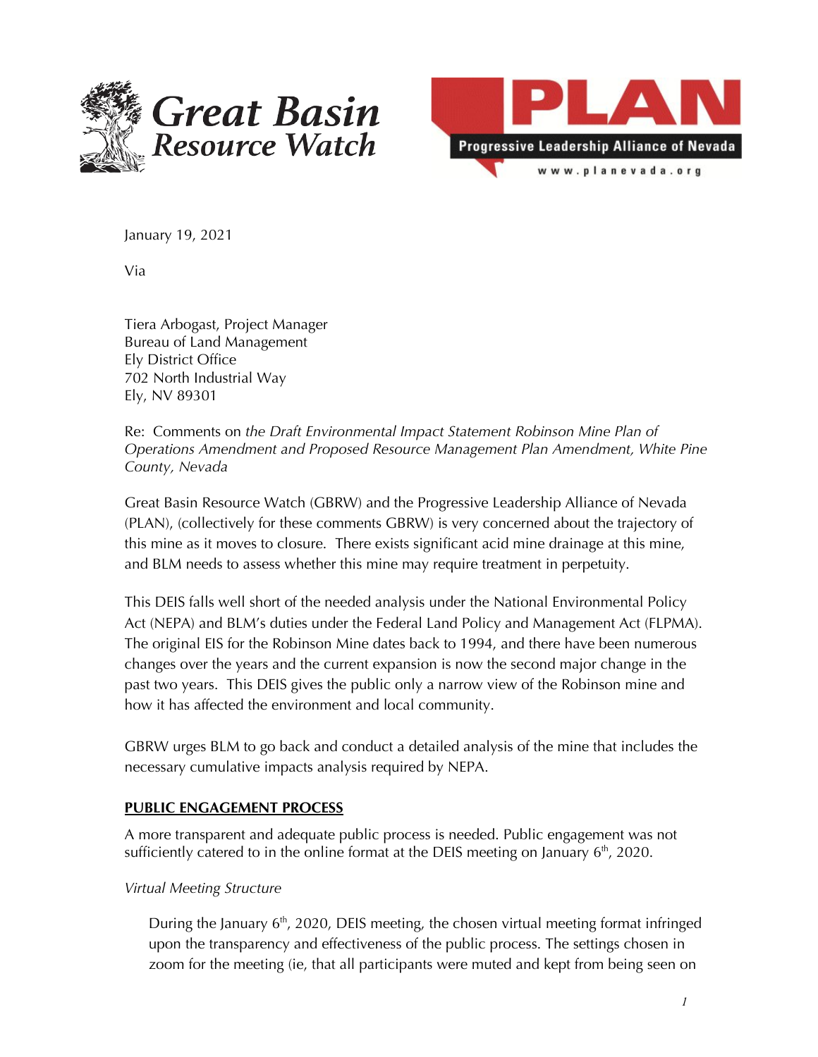Great Basin Resource Watch

PLAN
Progressive Leadership Alliance of Nevada
www.planevada.org

January 19, 2021

Via

Tiera Arbogast, Project Manager
Bureau of Land Management
Ely District Office
702 North Industrial Way
Ely, NV 89301

Re: Comments on *the Draft Environmental Impact Statement Robinson Mine Plan of Operations Amendment and Proposed Resource Management Plan Amendment, White Pine County, Nevada*

Great Basin Resource Watch (GBRW) and the Progressive Leadership Alliance of Nevada (PLAN), (collectively for these comments GBRW) is very concerned about the trajectory of this mine as it moves to closure. There exists significant acid mine drainage at this mine, and BLM needs to assess whether this mine may require treatment in perpetuity.

This DEIS falls well short of the needed analysis under the National Environmental Policy Act (NEPA) and BLM's duties under the Federal Land Policy and Management Act (FLPMA). The original EIS for the Robinson Mine dates back to 1994, and there have been numerous changes over the years and the current expansion is now the second major change in the past two years. This DEIS gives the public only a narrow view of the Robinson mine and how it has affected the environment and local community.

GBRW urges BLM to go back and conduct a detailed analysis of the mine that includes the necessary cumulative impacts analysis required by NEPA.

**PUBLIC ENGAGEMENT PROCESS**

A more transparent and adequate public process is needed. Public engagement was not sufficiently catered to in the online format at the DEIS meeting on January 6th, 2020.

*Virtual Meeting Structure*

During the January 6th, 2020, DEIS meeting, the chosen virtual meeting format infringed upon the transparency and effectiveness of the public process. The settings chosen in zoom for the meeting (ie, that all participants were muted and kept from being seen on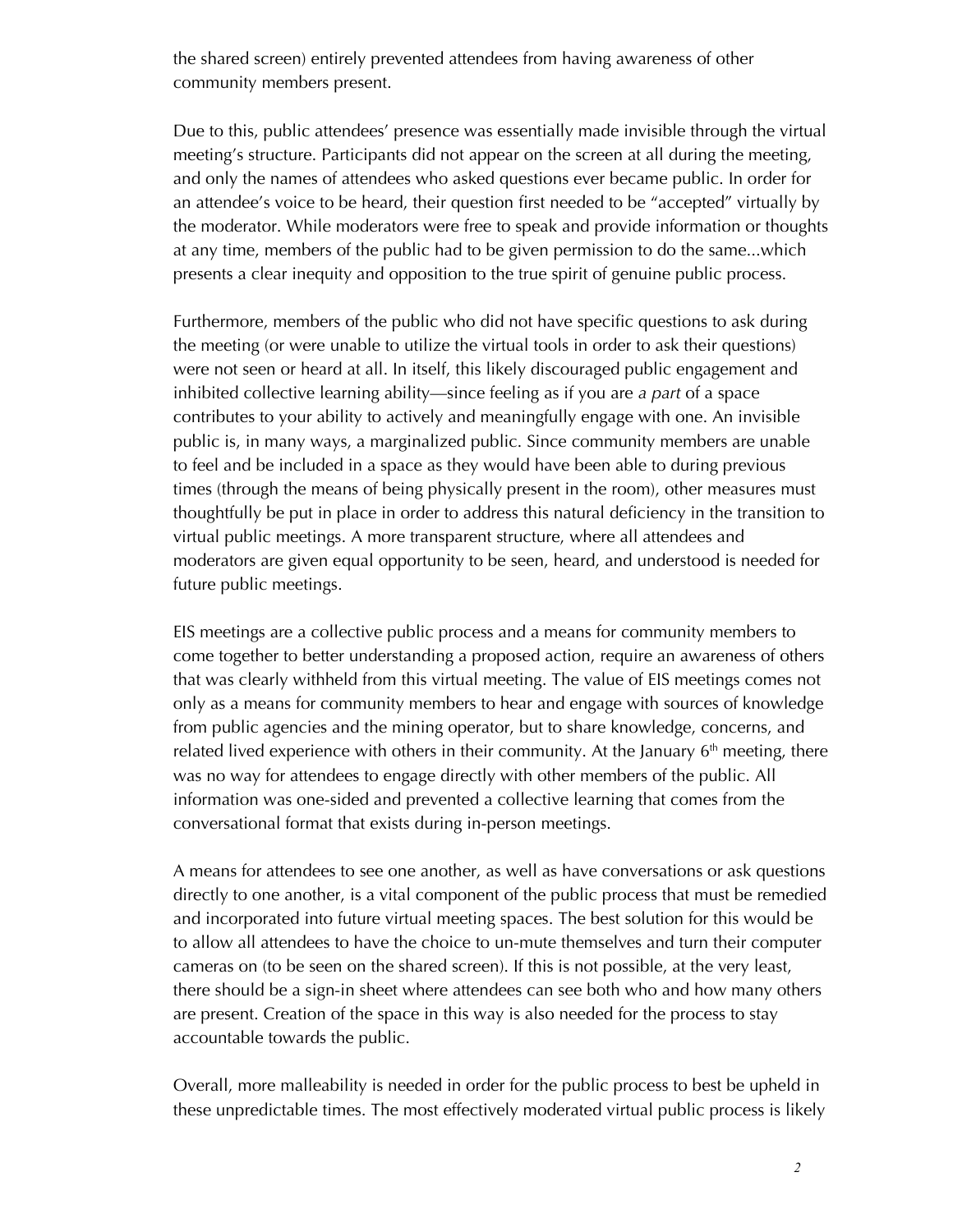the shared screen) entirely prevented attendees from having awareness of other community members present.

Due to this, public attendees' presence was essentially made invisible through the virtual meeting's structure. Participants did not appear on the screen at all during the meeting, and only the names of attendees who asked questions ever became public. In order for an attendee's voice to be heard, their question first needed to be "accepted" virtually by the moderator. While moderators were free to speak and provide information or thoughts at any time, members of the public had to be given permission to do the same...which presents a clear inequity and opposition to the true spirit of genuine public process.

Furthermore, members of the public who did not have specific questions to ask during the meeting (or were unable to utilize the virtual tools in order to ask their questions) were not seen or heard at all. In itself, this likely discouraged public engagement and inhibited collective learning ability—since feeling as if you are *a part* of a space contributes to your ability to actively and meaningfully engage with one. An invisible public is, in many ways, a marginalized public. Since community members are unable to feel and be included in a space as they would have been able to during previous times (through the means of being physically present in the room), other measures must thoughtfully be put in place in order to address this natural deficiency in the transition to virtual public meetings. A more transparent structure, where all attendees and moderators are given equal opportunity to be seen, heard, and understood is needed for future public meetings.

EIS meetings are a collective public process and a means for community members to come together to better understanding a proposed action, require an awareness of others that was clearly withheld from this virtual meeting. The value of EIS meetings comes not only as a means for community members to hear and engage with sources of knowledge from public agencies and the mining operator, but to share knowledge, concerns, and related lived experience with others in their community. At the January 6th meeting, there was no way for attendees to engage directly with other members of the public. All information was one-sided and prevented a collective learning that comes from the conversational format that exists during in-person meetings.

A means for attendees to see one another, as well as have conversations or ask questions directly to one another, is a vital component of the public process that must be remedied and incorporated into future virtual meeting spaces. The best solution for this would be to allow all attendees to have the choice to un-mute themselves and turn their computer cameras on (to be seen on the shared screen). If this is not possible, at the very least, there should be a sign-in sheet where attendees can see both who and how many others are present. Creation of the space in this way is also needed for the process to stay accountable towards the public.

Overall, more malleability is needed in order for the public process to best be upheld in these unpredictable times. The most effectively moderated virtual public process is likely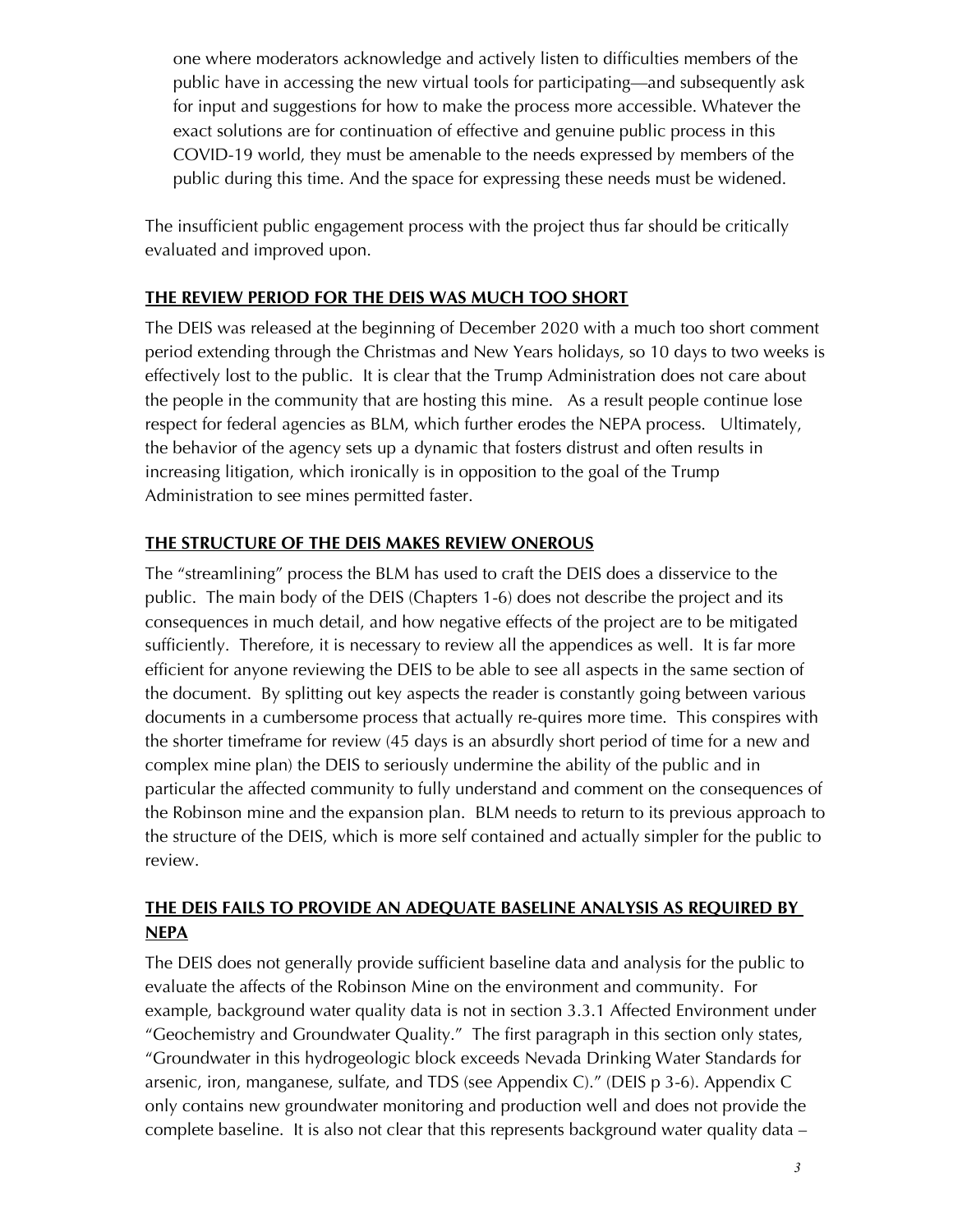> one where moderators acknowledge and actively listen to difficulties members of the public have in accessing the new virtual tools for participating—and subsequently ask for input and suggestions for how to make the process more accessible. Whatever the exact solutions are for continuation of effective and genuine public process in this COVID-19 world, they must be amenable to the needs expressed by members of the public during this time. And the space for expressing these needs must be widened.

The insufficient public engagement process with the project thus far should be critically evaluated and improved upon.

## THE REVIEW PERIOD FOR THE DEIS WAS MUCH TOO SHORT

The DEIS was released at the beginning of December 2020 with a much too short comment period extending through the Christmas and New Years holidays, so 10 days to two weeks is effectively lost to the public. It is clear that the Trump Administration does not care about the people in the community that are hosting this mine. As a result people continue lose respect for federal agencies as BLM, which further erodes the NEPA process. Ultimately, the behavior of the agency sets up a dynamic that fosters distrust and often results in increasing litigation, which ironically is in opposition to the goal of the Trump Administration to see mines permitted faster.

## THE STRUCTURE OF THE DEIS MAKES REVIEW ONEROUS

The "streamlining" process the BLM has used to craft the DEIS does a disservice to the public. The main body of the DEIS (Chapters 1-6) does not describe the project and its consequences in much detail, and how negative effects of the project are to be mitigated sufficiently. Therefore, it is necessary to review all the appendices as well. It is far more efficient for anyone reviewing the DEIS to be able to see all aspects in the same section of the document. By splitting out key aspects the reader is constantly going between various documents in a cumbersome process that actually re-quires more time. This conspires with the shorter timeframe for review (45 days is an absurdly short period of time for a new and complex mine plan) the DEIS to seriously undermine the ability of the public and in particular the affected community to fully understand and comment on the consequences of the Robinson mine and the expansion plan. BLM needs to return to its previous approach to the structure of the DEIS, which is more self contained and actually simpler for the public to review.

## THE DEIS FAILS TO PROVIDE AN ADEQUATE BASELINE ANALYSIS AS REQUIRED BY NEPA

The DEIS does not generally provide sufficient baseline data and analysis for the public to evaluate the affects of the Robinson Mine on the environment and community. For example, background water quality data is not in section 3.3.1 Affected Environment under "Geochemistry and Groundwater Quality." The first paragraph in this section only states, "Groundwater in this hydrogeologic block exceeds Nevada Drinking Water Standards for arsenic, iron, manganese, sulfate, and TDS (see Appendix C)." (DEIS p 3-6). Appendix C only contains new groundwater monitoring and production well and does not provide the complete baseline. It is also not clear that this represents background water quality data –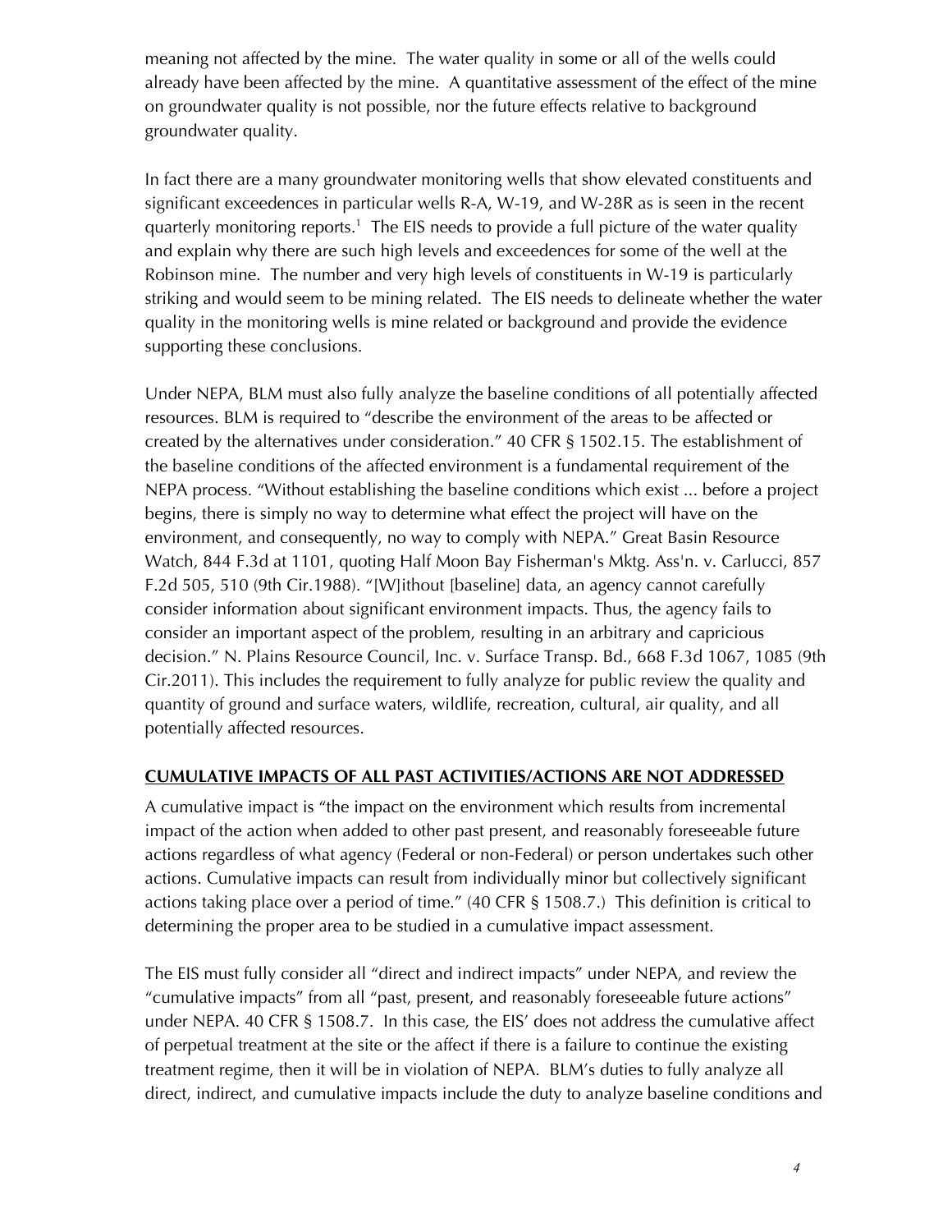meaning not affected by the mine. The water quality in some or all of the wells could already have been affected by the mine. A quantitative assessment of the effect of the mine on groundwater quality is not possible, nor the future effects relative to background groundwater quality.

In fact there are a many groundwater monitoring wells that show elevated constituents and significant exceedences in particular wells R-A, W-19, and W-28R as is seen in the recent quarterly monitoring reports.[1] The EIS needs to provide a full picture of the water quality and explain why there are such high levels and exceedences for some of the well at the Robinson mine. The number and very high levels of constituents in W-19 is particularly striking and would seem to be mining related. The EIS needs to delineate whether the water quality in the monitoring wells is mine related or background and provide the evidence supporting these conclusions.

Under NEPA, BLM must also fully analyze the baseline conditions of all potentially affected resources. BLM is required to "describe the environment of the areas to be affected or created by the alternatives under consideration." 40 CFR § 1502.15. The establishment of the baseline conditions of the affected environment is a fundamental requirement of the NEPA process. "Without establishing the baseline conditions which exist ... before a project begins, there is simply no way to determine what effect the project will have on the environment, and consequently, no way to comply with NEPA." Great Basin Resource Watch, 844 F.3d at 1101, quoting Half Moon Bay Fisherman's Mktg. Ass'n. v. Carlucci, 857 F.2d 505, 510 (9th Cir.1988). "[W]ithout [baseline] data, an agency cannot carefully consider information about significant environment impacts. Thus, the agency fails to consider an important aspect of the problem, resulting in an arbitrary and capricious decision." N. Plains Resource Council, Inc. v. Surface Transp. Bd., 668 F.3d 1067, 1085 (9th Cir.2011). This includes the requirement to fully analyze for public review the quality and quantity of ground and surface waters, wildlife, recreation, cultural, air quality, and all potentially affected resources.

## CUMULATIVE IMPACTS OF ALL PAST ACTIVITIES/ACTIONS ARE NOT ADDRESSED

A cumulative impact is "the impact on the environment which results from incremental impact of the action when added to other past present, and reasonably foreseeable future actions regardless of what agency (Federal or non-Federal) or person undertakes such other actions. Cumulative impacts can result from individually minor but collectively significant actions taking place over a period of time." (40 CFR § 1508.7.) This definition is critical to determining the proper area to be studied in a cumulative impact assessment.

The EIS must fully consider all "direct and indirect impacts" under NEPA, and review the "cumulative impacts" from all "past, present, and reasonably foreseeable future actions" under NEPA. 40 CFR § 1508.7. In this case, the EIS' does not address the cumulative affect of perpetual treatment at the site or the affect if there is a failure to continue the existing treatment regime, then it will be in violation of NEPA. BLM's duties to fully analyze all direct, indirect, and cumulative impacts include the duty to analyze baseline conditions and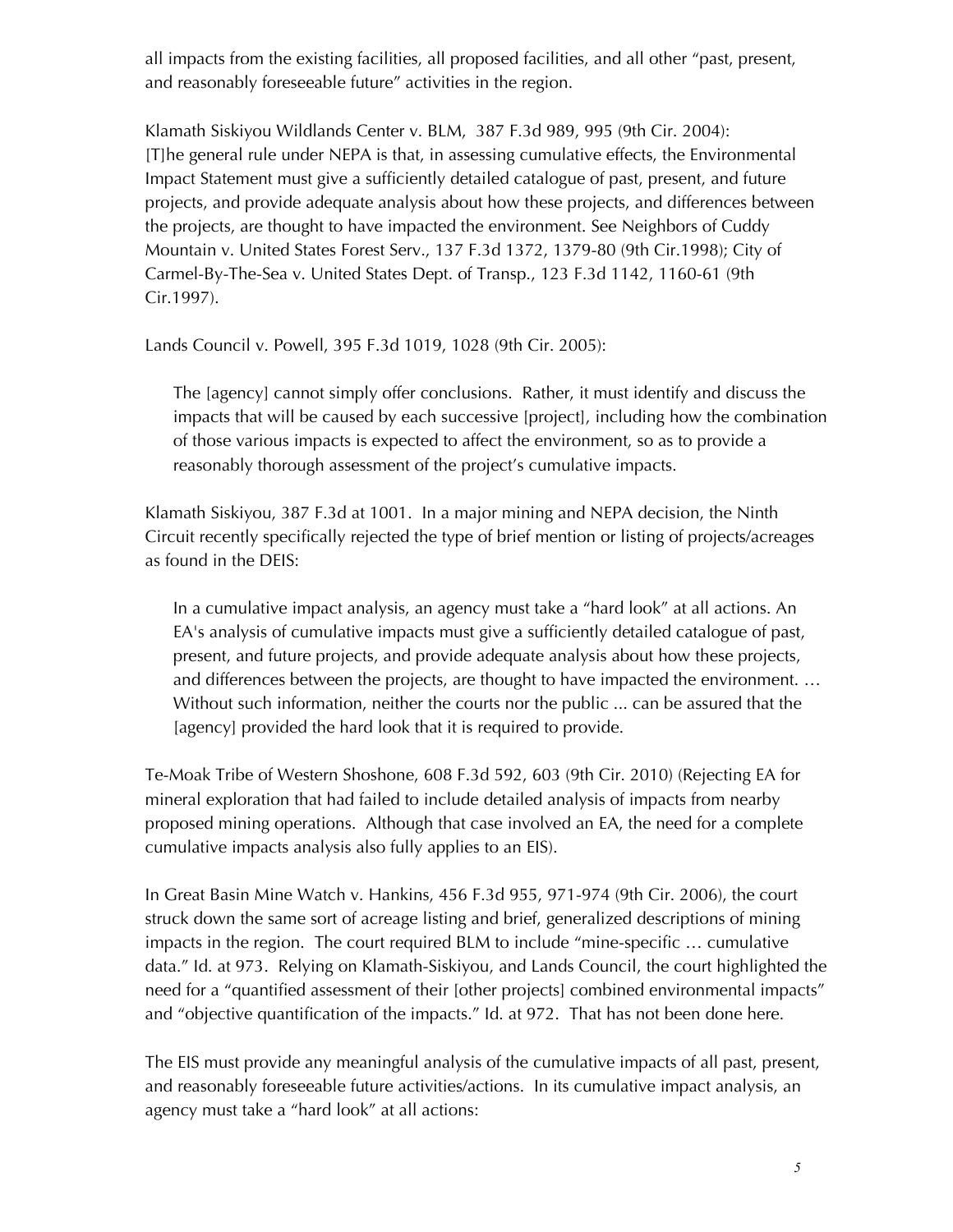all impacts from the existing facilities, all proposed facilities, and all other "past, present, and reasonably foreseeable future" activities in the region.

Klamath Siskiyou Wildlands Center v. BLM, 387 F.3d 989, 995 (9th Cir. 2004): [T]he general rule under NEPA is that, in assessing cumulative effects, the Environmental Impact Statement must give a sufficiently detailed catalogue of past, present, and future projects, and provide adequate analysis about how these projects, and differences between the projects, are thought to have impacted the environment. See Neighbors of Cuddy Mountain v. United States Forest Serv., 137 F.3d 1372, 1379-80 (9th Cir.1998); City of Carmel-By-The-Sea v. United States Dept. of Transp., 123 F.3d 1142, 1160-61 (9th Cir.1997).

Lands Council v. Powell, 395 F.3d 1019, 1028 (9th Cir. 2005):

> The [agency] cannot simply offer conclusions. Rather, it must identify and discuss the impacts that will be caused by each successive [project], including how the combination of those various impacts is expected to affect the environment, so as to provide a reasonably thorough assessment of the project's cumulative impacts.

Klamath Siskiyou, 387 F.3d at 1001. In a major mining and NEPA decision, the Ninth Circuit recently specifically rejected the type of brief mention or listing of projects/acreages as found in the DEIS:

> In a cumulative impact analysis, an agency must take a "hard look" at all actions. An EA's analysis of cumulative impacts must give a sufficiently detailed catalogue of past, present, and future projects, and provide adequate analysis about how these projects, and differences between the projects, are thought to have impacted the environment. … Without such information, neither the courts nor the public ... can be assured that the [agency] provided the hard look that it is required to provide.

Te-Moak Tribe of Western Shoshone, 608 F.3d 592, 603 (9th Cir. 2010) (Rejecting EA for mineral exploration that had failed to include detailed analysis of impacts from nearby proposed mining operations. Although that case involved an EA, the need for a complete cumulative impacts analysis also fully applies to an EIS).

In Great Basin Mine Watch v. Hankins, 456 F.3d 955, 971-974 (9th Cir. 2006), the court struck down the same sort of acreage listing and brief, generalized descriptions of mining impacts in the region. The court required BLM to include "mine-specific … cumulative data." Id. at 973. Relying on Klamath-Siskiyou, and Lands Council, the court highlighted the need for a "quantified assessment of their [other projects] combined environmental impacts" and "objective quantification of the impacts." Id. at 972. That has not been done here.

The EIS must provide any meaningful analysis of the cumulative impacts of all past, present, and reasonably foreseeable future activities/actions. In its cumulative impact analysis, an agency must take a "hard look" at all actions: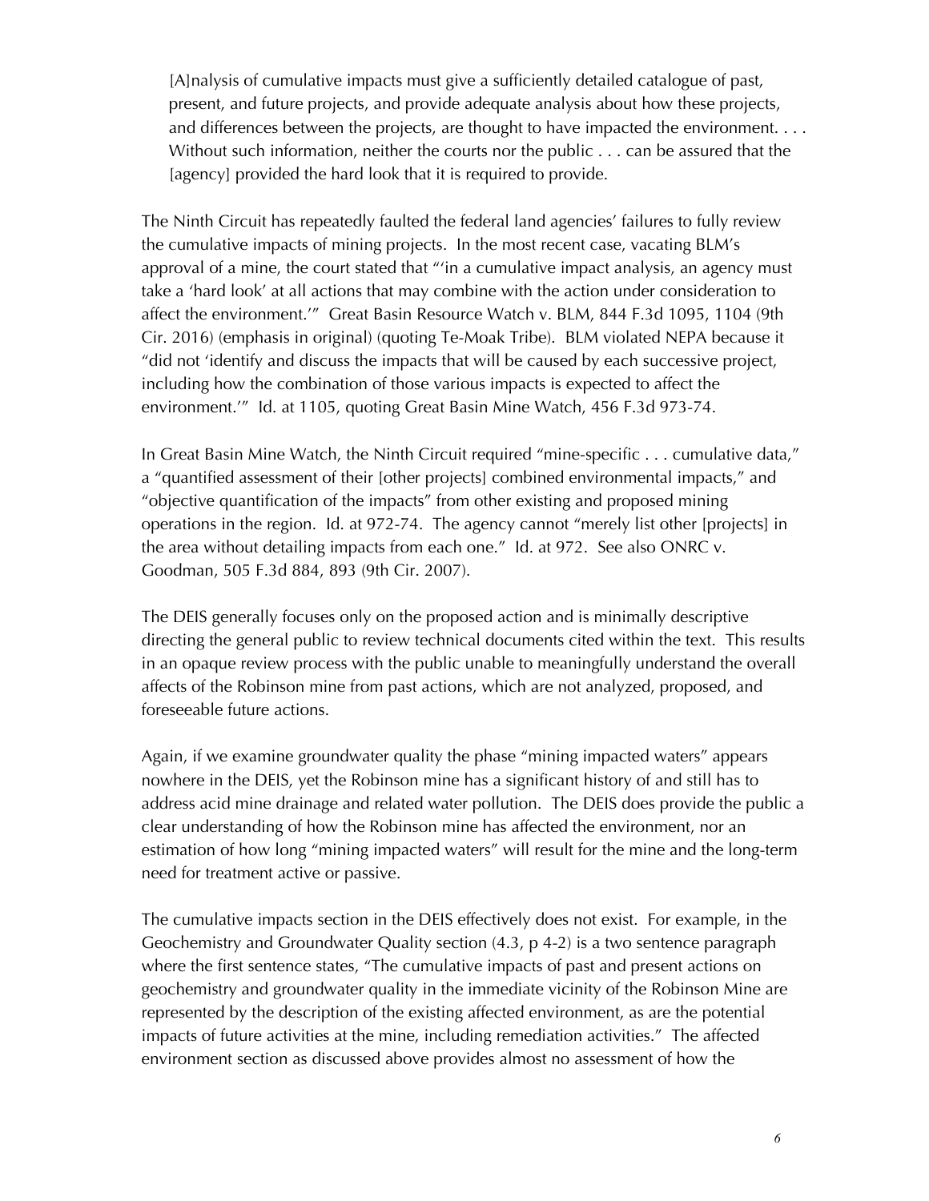> [A]nalysis of cumulative impacts must give a sufficiently detailed catalogue of past, present, and future projects, and provide adequate analysis about how these projects, and differences between the projects, are thought to have impacted the environment. . . . Without such information, neither the courts nor the public . . . can be assured that the [agency] provided the hard look that it is required to provide.

The Ninth Circuit has repeatedly faulted the federal land agencies' failures to fully review the cumulative impacts of mining projects. In the most recent case, vacating BLM's approval of a mine, the court stated that "'in a cumulative impact analysis, an agency must take a 'hard look' at all actions that may combine with the action under consideration to affect the environment.'" Great Basin Resource Watch v. BLM, 844 F.3d 1095, 1104 (9th Cir. 2016) (emphasis in original) (quoting Te-Moak Tribe). BLM violated NEPA because it "did not 'identify and discuss the impacts that will be caused by each successive project, including how the combination of those various impacts is expected to affect the environment.'" Id. at 1105, quoting Great Basin Mine Watch, 456 F.3d 973-74.

In Great Basin Mine Watch, the Ninth Circuit required "mine-specific . . . cumulative data," a "quantified assessment of their [other projects] combined environmental impacts," and "objective quantification of the impacts" from other existing and proposed mining operations in the region. Id. at 972-74. The agency cannot "merely list other [projects] in the area without detailing impacts from each one." Id. at 972. See also ONRC v. Goodman, 505 F.3d 884, 893 (9th Cir. 2007).

The DEIS generally focuses only on the proposed action and is minimally descriptive directing the general public to review technical documents cited within the text. This results in an opaque review process with the public unable to meaningfully understand the overall affects of the Robinson mine from past actions, which are not analyzed, proposed, and foreseeable future actions.

Again, if we examine groundwater quality the phase "mining impacted waters" appears nowhere in the DEIS, yet the Robinson mine has a significant history of and still has to address acid mine drainage and related water pollution. The DEIS does provide the public a clear understanding of how the Robinson mine has affected the environment, nor an estimation of how long "mining impacted waters" will result for the mine and the long-term need for treatment active or passive.

The cumulative impacts section in the DEIS effectively does not exist. For example, in the Geochemistry and Groundwater Quality section (4.3, p 4-2) is a two sentence paragraph where the first sentence states, "The cumulative impacts of past and present actions on geochemistry and groundwater quality in the immediate vicinity of the Robinson Mine are represented by the description of the existing affected environment, as are the potential impacts of future activities at the mine, including remediation activities." The affected environment section as discussed above provides almost no assessment of how the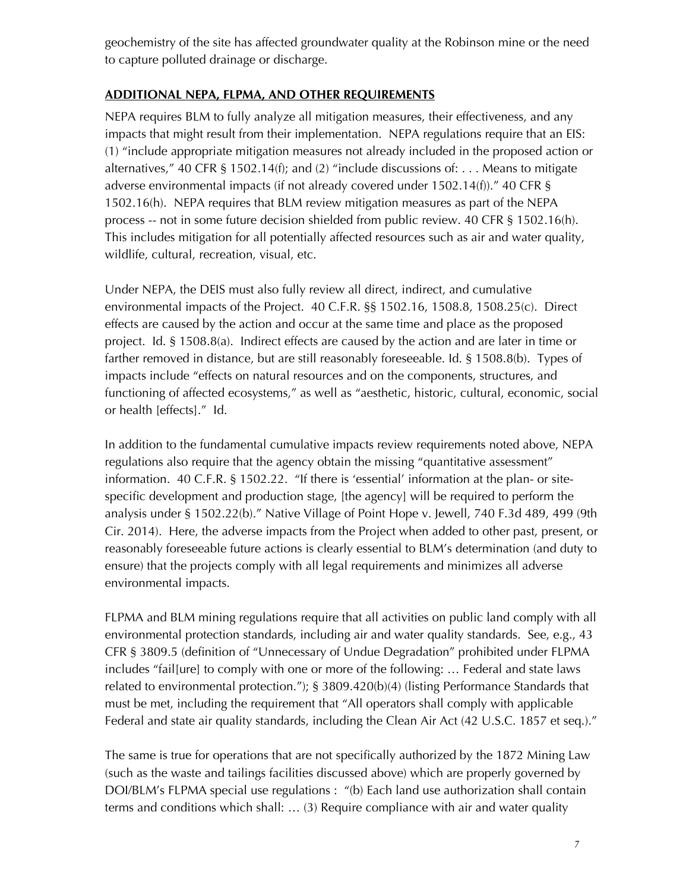geochemistry of the site has affected groundwater quality at the Robinson mine or the need to capture polluted drainage or discharge.

## ADDITIONAL NEPA, FLPMA, AND OTHER REQUIREMENTS

NEPA requires BLM to fully analyze all mitigation measures, their effectiveness, and any impacts that might result from their implementation. NEPA regulations require that an EIS: (1) "include appropriate mitigation measures not already included in the proposed action or alternatives," 40 CFR § 1502.14(f); and (2) "include discussions of: . . . Means to mitigate adverse environmental impacts (if not already covered under 1502.14(f))." 40 CFR § 1502.16(h). NEPA requires that BLM review mitigation measures as part of the NEPA process -- not in some future decision shielded from public review. 40 CFR § 1502.16(h). This includes mitigation for all potentially affected resources such as air and water quality, wildlife, cultural, recreation, visual, etc.

Under NEPA, the DEIS must also fully review all direct, indirect, and cumulative environmental impacts of the Project. 40 C.F.R. §§ 1502.16, 1508.8, 1508.25(c). Direct effects are caused by the action and occur at the same time and place as the proposed project. Id. § 1508.8(a). Indirect effects are caused by the action and are later in time or farther removed in distance, but are still reasonably foreseeable. Id. § 1508.8(b). Types of impacts include "effects on natural resources and on the components, structures, and functioning of affected ecosystems," as well as "aesthetic, historic, cultural, economic, social or health [effects]." Id.

In addition to the fundamental cumulative impacts review requirements noted above, NEPA regulations also require that the agency obtain the missing "quantitative assessment" information. 40 C.F.R. § 1502.22. "If there is 'essential' information at the plan- or site-specific development and production stage, [the agency] will be required to perform the analysis under § 1502.22(b)." Native Village of Point Hope v. Jewell, 740 F.3d 489, 499 (9th Cir. 2014). Here, the adverse impacts from the Project when added to other past, present, or reasonably foreseeable future actions is clearly essential to BLM's determination (and duty to ensure) that the projects comply with all legal requirements and minimizes all adverse environmental impacts.

FLPMA and BLM mining regulations require that all activities on public land comply with all environmental protection standards, including air and water quality standards. See, e.g., 43 CFR § 3809.5 (definition of "Unnecessary of Undue Degradation" prohibited under FLPMA includes "fail[ure] to comply with one or more of the following: … Federal and state laws related to environmental protection."); § 3809.420(b)(4) (listing Performance Standards that must be met, including the requirement that "All operators shall comply with applicable Federal and state air quality standards, including the Clean Air Act (42 U.S.C. 1857 et seq.)."

The same is true for operations that are not specifically authorized by the 1872 Mining Law (such as the waste and tailings facilities discussed above) which are properly governed by DOI/BLM's FLPMA special use regulations : "(b) Each land use authorization shall contain terms and conditions which shall: … (3) Require compliance with air and water quality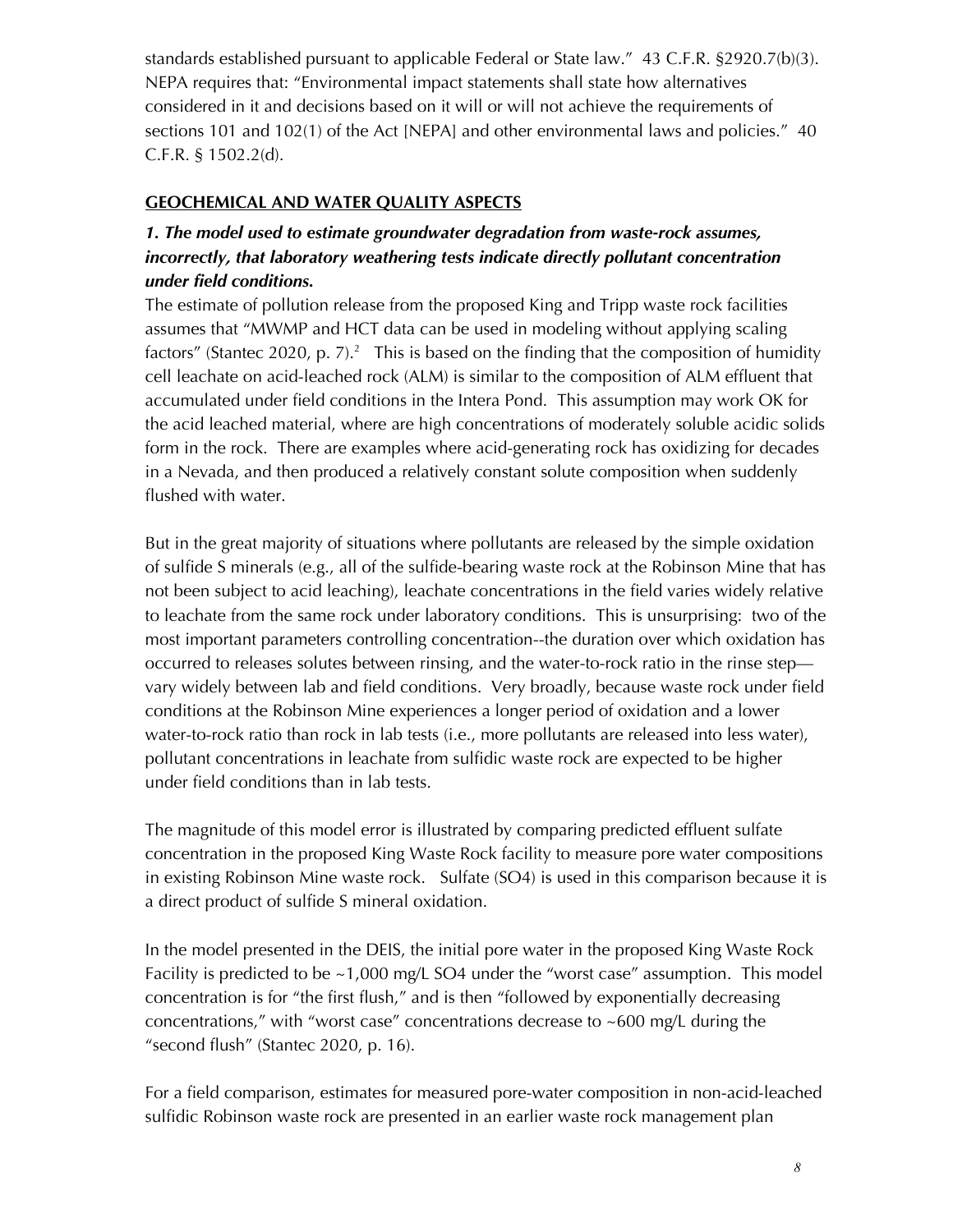standards established pursuant to applicable Federal or State law." 43 C.F.R. §2920.7(b)(3). NEPA requires that: "Environmental impact statements shall state how alternatives considered in it and decisions based on it will or will not achieve the requirements of sections 101 and 102(1) of the Act [NEPA] and other environmental laws and policies." 40 C.F.R. § 1502.2(d).

## GEOCHEMICAL AND WATER QUALITY ASPECTS

### *1. The model used to estimate groundwater degradation from waste-rock assumes, incorrectly, that laboratory weathering tests indicate directly pollutant concentration under field conditions.*

The estimate of pollution release from the proposed King and Tripp waste rock facilities assumes that "MWMP and HCT data can be used in modeling without applying scaling factors" (Stantec 2020, p. 7).[2] This is based on the finding that the composition of humidity cell leachate on acid-leached rock (ALM) is similar to the composition of ALM effluent that accumulated under field conditions in the Intera Pond. This assumption may work OK for the acid leached material, where are high concentrations of moderately soluble acidic solids form in the rock. There are examples where acid-generating rock has oxidizing for decades in a Nevada, and then produced a relatively constant solute composition when suddenly flushed with water.

But in the great majority of situations where pollutants are released by the simple oxidation of sulfide S minerals (e.g., all of the sulfide-bearing waste rock at the Robinson Mine that has not been subject to acid leaching), leachate concentrations in the field varies widely relative to leachate from the same rock under laboratory conditions. This is unsurprising: two of the most important parameters controlling concentration--the duration over which oxidation has occurred to releases solutes between rinsing, and the water-to-rock ratio in the rinse step—vary widely between lab and field conditions. Very broadly, because waste rock under field conditions at the Robinson Mine experiences a longer period of oxidation and a lower water-to-rock ratio than rock in lab tests (i.e., more pollutants are released into less water), pollutant concentrations in leachate from sulfidic waste rock are expected to be higher under field conditions than in lab tests.

The magnitude of this model error is illustrated by comparing predicted effluent sulfate concentration in the proposed King Waste Rock facility to measure pore water compositions in existing Robinson Mine waste rock. Sulfate ($SO_4$) is used in this comparison because it is a direct product of sulfide S mineral oxidation.

In the model presented in the DEIS, the initial pore water in the proposed King Waste Rock Facility is predicted to be ~1,000 mg/L $SO_4$ under the "worst case" assumption. This model concentration is for "the first flush," and is then "followed by exponentially decreasing concentrations," with "worst case" concentrations decrease to ~600 mg/L during the "second flush" (Stantec 2020, p. 16).

For a field comparison, estimates for measured pore-water composition in non-acid-leached sulfidic Robinson waste rock are presented in an earlier waste rock management plan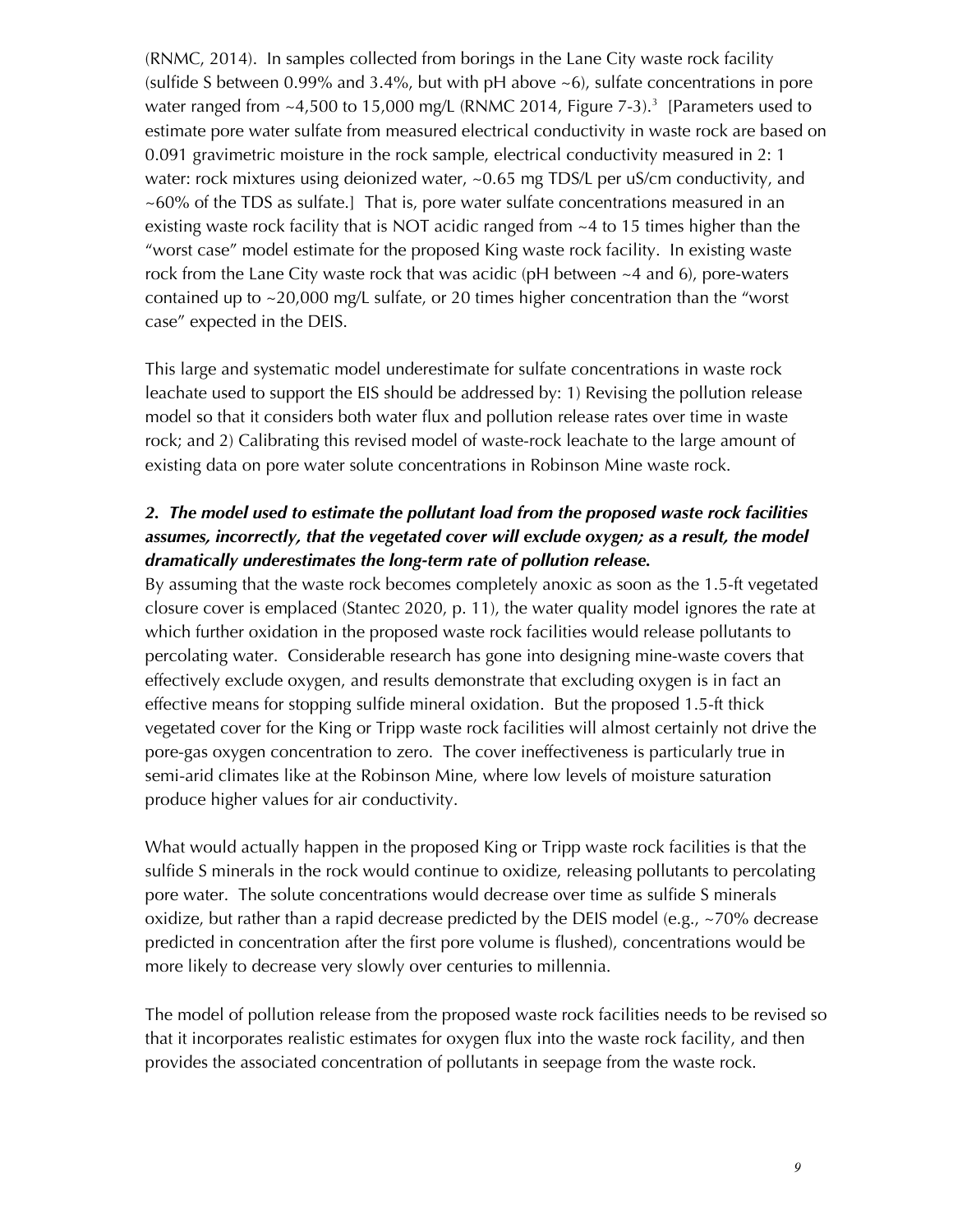(RNMC, 2014). In samples collected from borings in the Lane City waste rock facility (sulfide S between 0.99% and 3.4%, but with pH above ~6), sulfate concentrations in pore water ranged from ~4,500 to 15,000 mg/L (RNMC 2014, Figure 7-3).[3] [Parameters used to estimate pore water sulfate from measured electrical conductivity in waste rock are based on 0.091 gravimetric moisture in the rock sample, electrical conductivity measured in 2: 1 water: rock mixtures using deionized water, ~0.65 mg TDS/L per uS/cm conductivity, and ~60% of the TDS as sulfate.] That is, pore water sulfate concentrations measured in an existing waste rock facility that is NOT acidic ranged from ~4 to 15 times higher than the "worst case" model estimate for the proposed King waste rock facility. In existing waste rock from the Lane City waste rock that was acidic (pH between ~4 and 6), pore-waters contained up to ~20,000 mg/L sulfate, or 20 times higher concentration than the "worst case" expected in the DEIS.

This large and systematic model underestimate for sulfate concentrations in waste rock leachate used to support the EIS should be addressed by: 1) Revising the pollution release model so that it considers both water flux and pollution release rates over time in waste rock; and 2) Calibrating this revised model of waste-rock leachate to the large amount of existing data on pore water solute concentrations in Robinson Mine waste rock.

***2. The model used to estimate the pollutant load from the proposed waste rock facilities assumes, incorrectly, that the vegetated cover will exclude oxygen; as a result, the model dramatically underestimates the long-term rate of pollution release.***

By assuming that the waste rock becomes completely anoxic as soon as the 1.5-ft vegetated closure cover is emplaced (Stantec 2020, p. 11), the water quality model ignores the rate at which further oxidation in the proposed waste rock facilities would release pollutants to percolating water. Considerable research has gone into designing mine-waste covers that effectively exclude oxygen, and results demonstrate that excluding oxygen is in fact an effective means for stopping sulfide mineral oxidation. But the proposed 1.5-ft thick vegetated cover for the King or Tripp waste rock facilities will almost certainly not drive the pore-gas oxygen concentration to zero. The cover ineffectiveness is particularly true in semi-arid climates like at the Robinson Mine, where low levels of moisture saturation produce higher values for air conductivity.

What would actually happen in the proposed King or Tripp waste rock facilities is that the sulfide S minerals in the rock would continue to oxidize, releasing pollutants to percolating pore water. The solute concentrations would decrease over time as sulfide S minerals oxidize, but rather than a rapid decrease predicted by the DEIS model (e.g., ~70% decrease predicted in concentration after the first pore volume is flushed), concentrations would be more likely to decrease very slowly over centuries to millennia.

The model of pollution release from the proposed waste rock facilities needs to be revised so that it incorporates realistic estimates for oxygen flux into the waste rock facility, and then provides the associated concentration of pollutants in seepage from the waste rock.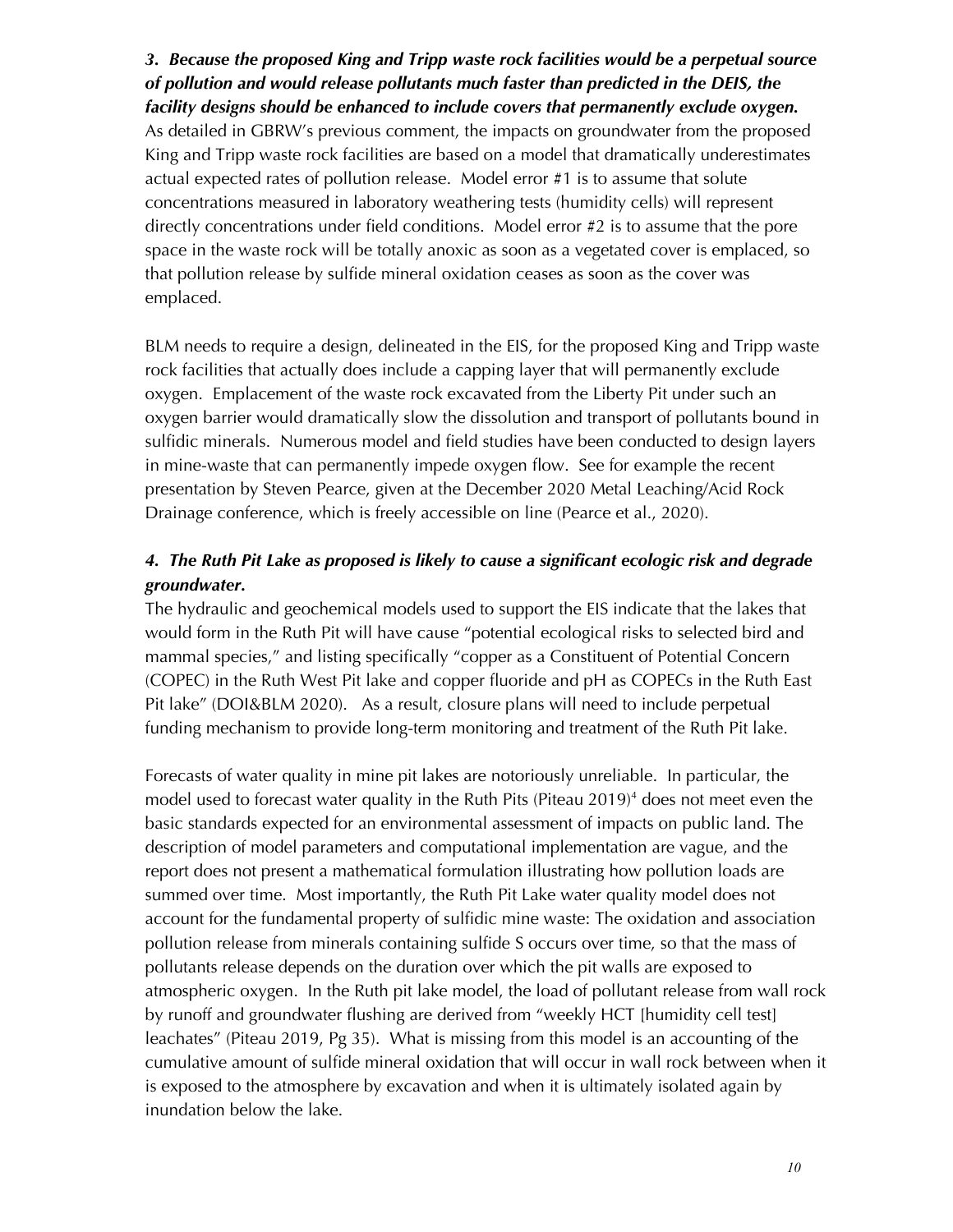***3. Because the proposed King and Tripp waste rock facilities would be a perpetual source of pollution and would release pollutants much faster than predicted in the DEIS, the facility designs should be enhanced to include covers that permanently exclude oxygen.***
As detailed in GBRW's previous comment, the impacts on groundwater from the proposed King and Tripp waste rock facilities are based on a model that dramatically underestimates actual expected rates of pollution release. Model error #1 is to assume that solute concentrations measured in laboratory weathering tests (humidity cells) will represent directly concentrations under field conditions. Model error #2 is to assume that the pore space in the waste rock will be totally anoxic as soon as a vegetated cover is emplaced, so that pollution release by sulfide mineral oxidation ceases as soon as the cover was emplaced.

BLM needs to require a design, delineated in the EIS, for the proposed King and Tripp waste rock facilities that actually does include a capping layer that will permanently exclude oxygen. Emplacement of the waste rock excavated from the Liberty Pit under such an oxygen barrier would dramatically slow the dissolution and transport of pollutants bound in sulfidic minerals. Numerous model and field studies have been conducted to design layers in mine-waste that can permanently impede oxygen flow. See for example the recent presentation by Steven Pearce, given at the December 2020 Metal Leaching/Acid Rock Drainage conference, which is freely accessible on line (Pearce et al., 2020).

***4. The Ruth Pit Lake as proposed is likely to cause a significant ecologic risk and degrade groundwater.***
The hydraulic and geochemical models used to support the EIS indicate that the lakes that would form in the Ruth Pit will have cause "potential ecological risks to selected bird and mammal species," and listing specifically "copper as a Constituent of Potential Concern (COPEC) in the Ruth West Pit lake and copper fluoride and pH as COPECs in the Ruth East Pit lake" (DOI&BLM 2020). As a result, closure plans will need to include perpetual funding mechanism to provide long-term monitoring and treatment of the Ruth Pit lake.

Forecasts of water quality in mine pit lakes are notoriously unreliable. In particular, the model used to forecast water quality in the Ruth Pits (Piteau 2019)[4] does not meet even the basic standards expected for an environmental assessment of impacts on public land. The description of model parameters and computational implementation are vague, and the report does not present a mathematical formulation illustrating how pollution loads are summed over time. Most importantly, the Ruth Pit Lake water quality model does not account for the fundamental property of sulfidic mine waste: The oxidation and association pollution release from minerals containing sulfide S occurs over time, so that the mass of pollutants release depends on the duration over which the pit walls are exposed to atmospheric oxygen. In the Ruth pit lake model, the load of pollutant release from wall rock by runoff and groundwater flushing are derived from "weekly HCT [humidity cell test] leachates" (Piteau 2019, Pg 35). What is missing from this model is an accounting of the cumulative amount of sulfide mineral oxidation that will occur in wall rock between when it is exposed to the atmosphere by excavation and when it is ultimately isolated again by inundation below the lake.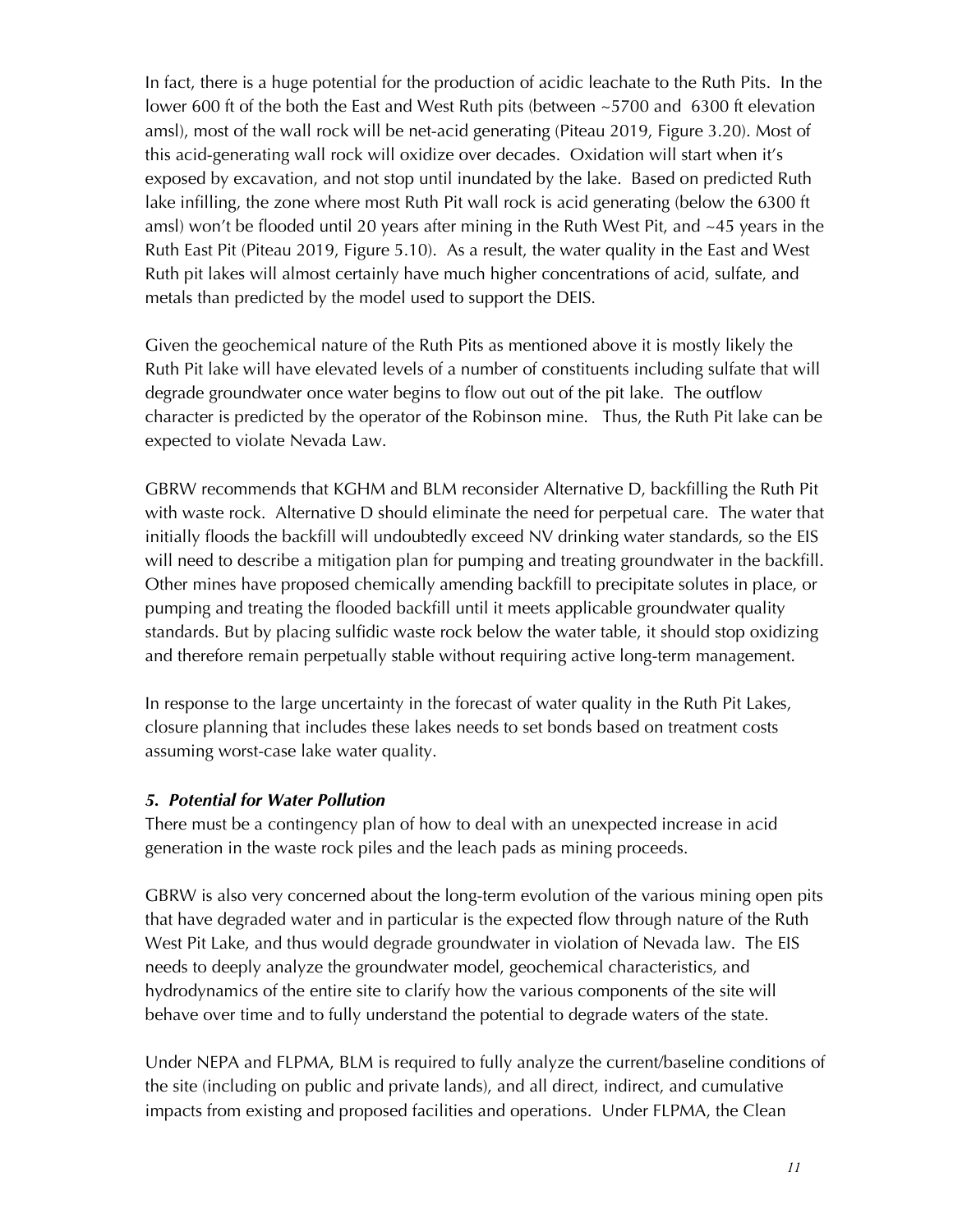In fact, there is a huge potential for the production of acidic leachate to the Ruth Pits. In the lower 600 ft of the both the East and West Ruth pits (between ~5700 and 6300 ft elevation amsl), most of the wall rock will be net-acid generating (Piteau 2019, Figure 3.20). Most of this acid-generating wall rock will oxidize over decades. Oxidation will start when it's exposed by excavation, and not stop until inundated by the lake. Based on predicted Ruth lake infilling, the zone where most Ruth Pit wall rock is acid generating (below the 6300 ft amsl) won't be flooded until 20 years after mining in the Ruth West Pit, and ~45 years in the Ruth East Pit (Piteau 2019, Figure 5.10). As a result, the water quality in the East and West Ruth pit lakes will almost certainly have much higher concentrations of acid, sulfate, and metals than predicted by the model used to support the DEIS.

Given the geochemical nature of the Ruth Pits as mentioned above it is mostly likely the Ruth Pit lake will have elevated levels of a number of constituents including sulfate that will degrade groundwater once water begins to flow out out of the pit lake. The outflow character is predicted by the operator of the Robinson mine. Thus, the Ruth Pit lake can be expected to violate Nevada Law.

GBRW recommends that KGHM and BLM reconsider Alternative D, backfilling the Ruth Pit with waste rock. Alternative D should eliminate the need for perpetual care. The water that initially floods the backfill will undoubtedly exceed NV drinking water standards, so the EIS will need to describe a mitigation plan for pumping and treating groundwater in the backfill. Other mines have proposed chemically amending backfill to precipitate solutes in place, or pumping and treating the flooded backfill until it meets applicable groundwater quality standards. But by placing sulfidic waste rock below the water table, it should stop oxidizing and therefore remain perpetually stable without requiring active long-term management.

In response to the large uncertainty in the forecast of water quality in the Ruth Pit Lakes, closure planning that includes these lakes needs to set bonds based on treatment costs assuming worst-case lake water quality.

### *5. Potential for Water Pollution*

There must be a contingency plan of how to deal with an unexpected increase in acid generation in the waste rock piles and the leach pads as mining proceeds.

GBRW is also very concerned about the long-term evolution of the various mining open pits that have degraded water and in particular is the expected flow through nature of the Ruth West Pit Lake, and thus would degrade groundwater in violation of Nevada law. The EIS needs to deeply analyze the groundwater model, geochemical characteristics, and hydrodynamics of the entire site to clarify how the various components of the site will behave over time and to fully understand the potential to degrade waters of the state.

Under NEPA and FLPMA, BLM is required to fully analyze the current/baseline conditions of the site (including on public and private lands), and all direct, indirect, and cumulative impacts from existing and proposed facilities and operations. Under FLPMA, the Clean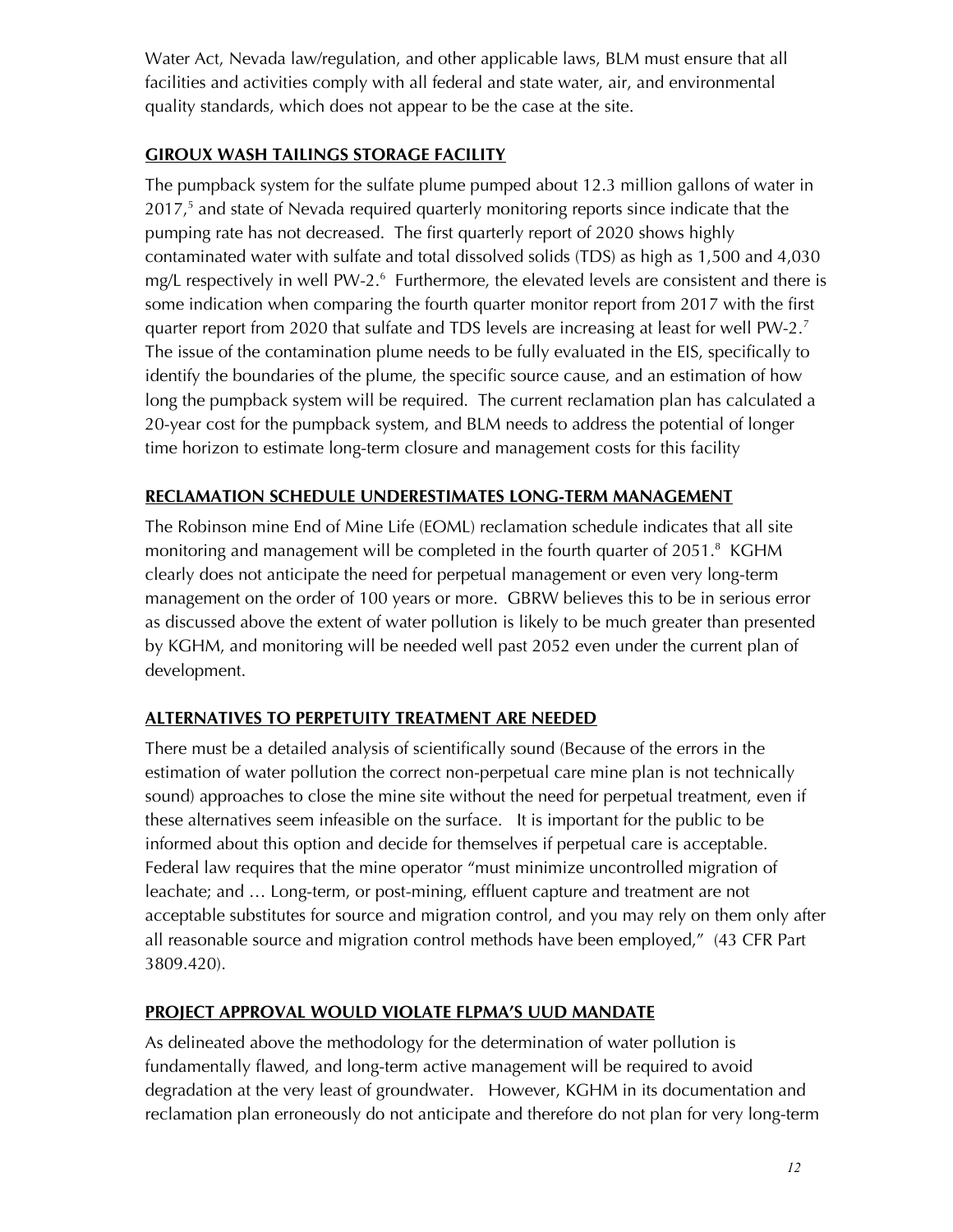Water Act, Nevada law/regulation, and other applicable laws, BLM must ensure that all facilities and activities comply with all federal and state water, air, and environmental quality standards, which does not appear to be the case at the site.

## GIROUX WASH TAILINGS STORAGE FACILITY

The pumpback system for the sulfate plume pumped about 12.3 million gallons of water in 2017,[5] and state of Nevada required quarterly monitoring reports since indicate that the pumping rate has not decreased. The first quarterly report of 2020 shows highly contaminated water with sulfate and total dissolved solids (TDS) as high as 1,500 and 4,030 mg/L respectively in well PW-2.[6] Furthermore, the elevated levels are consistent and there is some indication when comparing the fourth quarter monitor report from 2017 with the first quarter report from 2020 that sulfate and TDS levels are increasing at least for well PW-2.[7] The issue of the contamination plume needs to be fully evaluated in the EIS, specifically to identify the boundaries of the plume, the specific source cause, and an estimation of how long the pumpback system will be required. The current reclamation plan has calculated a 20-year cost for the pumpback system, and BLM needs to address the potential of longer time horizon to estimate long-term closure and management costs for this facility

## RECLAMATION SCHEDULE UNDERESTIMATES LONG-TERM MANAGEMENT

The Robinson mine End of Mine Life (EOML) reclamation schedule indicates that all site monitoring and management will be completed in the fourth quarter of 2051.[8] KGHM clearly does not anticipate the need for perpetual management or even very long-term management on the order of 100 years or more. GBRW believes this to be in serious error as discussed above the extent of water pollution is likely to be much greater than presented by KGHM, and monitoring will be needed well past 2052 even under the current plan of development.

## ALTERNATIVES TO PERPETUITY TREATMENT ARE NEEDED

There must be a detailed analysis of scientifically sound (Because of the errors in the estimation of water pollution the correct non-perpetual care mine plan is not technically sound) approaches to close the mine site without the need for perpetual treatment, even if these alternatives seem infeasible on the surface. It is important for the public to be informed about this option and decide for themselves if perpetual care is acceptable. Federal law requires that the mine operator "must minimize uncontrolled migration of leachate; and … Long-term, or post-mining, effluent capture and treatment are not acceptable substitutes for source and migration control, and you may rely on them only after all reasonable source and migration control methods have been employed," (43 CFR Part 3809.420).

## PROJECT APPROVAL WOULD VIOLATE FLPMA'S UUD MANDATE

As delineated above the methodology for the determination of water pollution is fundamentally flawed, and long-term active management will be required to avoid degradation at the very least of groundwater. However, KGHM in its documentation and reclamation plan erroneously do not anticipate and therefore do not plan for very long-term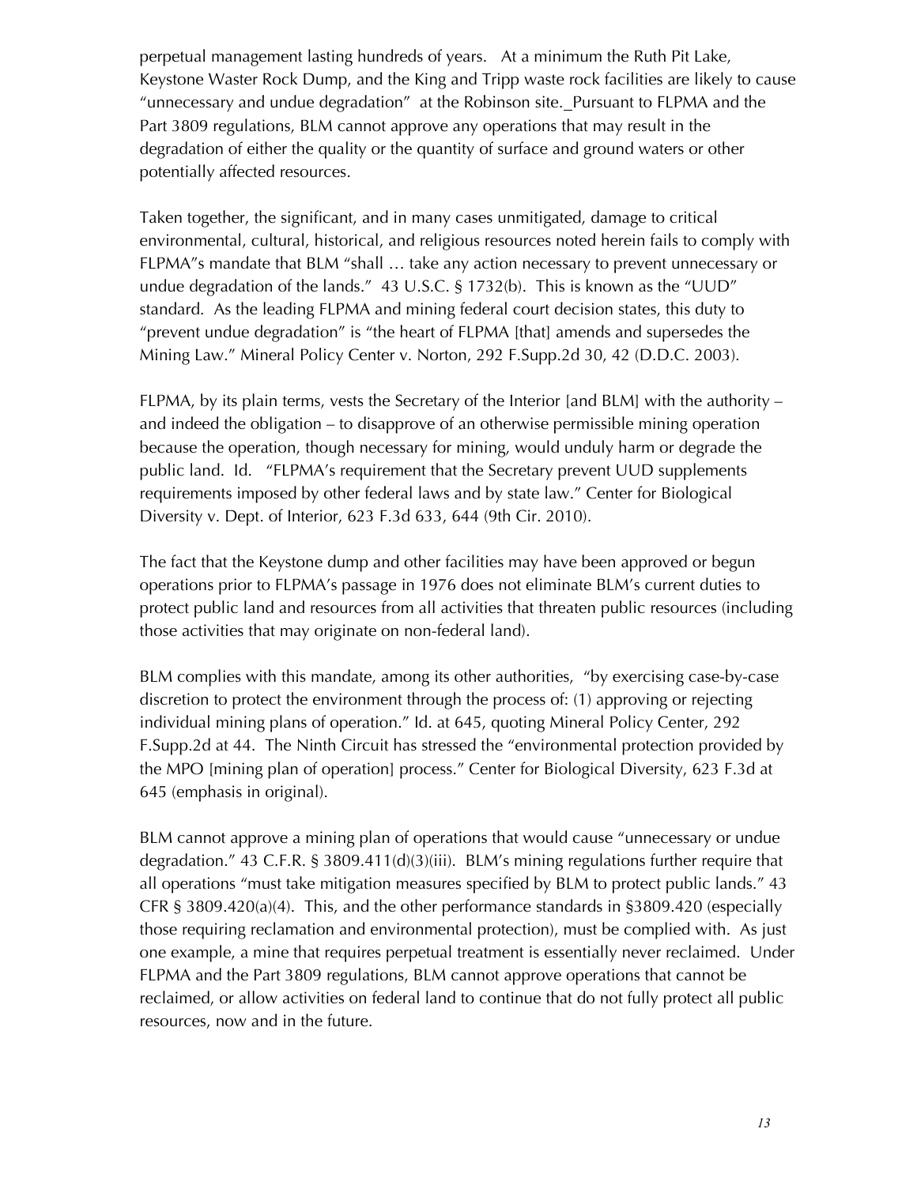perpetual management lasting hundreds of years. At a minimum the Ruth Pit Lake, Keystone Waster Rock Dump, and the King and Tripp waste rock facilities are likely to cause "unnecessary and undue degradation" at the Robinson site._Pursuant to FLPMA and the Part 3809 regulations, BLM cannot approve any operations that may result in the degradation of either the quality or the quantity of surface and ground waters or other potentially affected resources.

Taken together, the significant, and in many cases unmitigated, damage to critical environmental, cultural, historical, and religious resources noted herein fails to comply with FLPMA"s mandate that BLM "shall … take any action necessary to prevent unnecessary or undue degradation of the lands." 43 U.S.C. § 1732(b). This is known as the "UUD" standard. As the leading FLPMA and mining federal court decision states, this duty to "prevent undue degradation" is "the heart of FLPMA [that] amends and supersedes the Mining Law." Mineral Policy Center v. Norton, 292 F.Supp.2d 30, 42 (D.D.C. 2003).

FLPMA, by its plain terms, vests the Secretary of the Interior [and BLM] with the authority – and indeed the obligation – to disapprove of an otherwise permissible mining operation because the operation, though necessary for mining, would unduly harm or degrade the public land. Id. "FLPMA's requirement that the Secretary prevent UUD supplements requirements imposed by other federal laws and by state law." Center for Biological Diversity v. Dept. of Interior, 623 F.3d 633, 644 (9th Cir. 2010).

The fact that the Keystone dump and other facilities may have been approved or begun operations prior to FLPMA's passage in 1976 does not eliminate BLM's current duties to protect public land and resources from all activities that threaten public resources (including those activities that may originate on non-federal land).

BLM complies with this mandate, among its other authorities, "by exercising case-by-case discretion to protect the environment through the process of: (1) approving or rejecting individual mining plans of operation." Id. at 645, quoting Mineral Policy Center, 292 F.Supp.2d at 44. The Ninth Circuit has stressed the "environmental protection provided by the MPO [mining plan of operation] process." Center for Biological Diversity, 623 F.3d at 645 (emphasis in original).

BLM cannot approve a mining plan of operations that would cause "unnecessary or undue degradation." 43 C.F.R. § 3809.411(d)(3)(iii). BLM's mining regulations further require that all operations "must take mitigation measures specified by BLM to protect public lands." 43 CFR § 3809.420(a)(4). This, and the other performance standards in §3809.420 (especially those requiring reclamation and environmental protection), must be complied with. As just one example, a mine that requires perpetual treatment is essentially never reclaimed. Under FLPMA and the Part 3809 regulations, BLM cannot approve operations that cannot be reclaimed, or allow activities on federal land to continue that do not fully protect all public resources, now and in the future.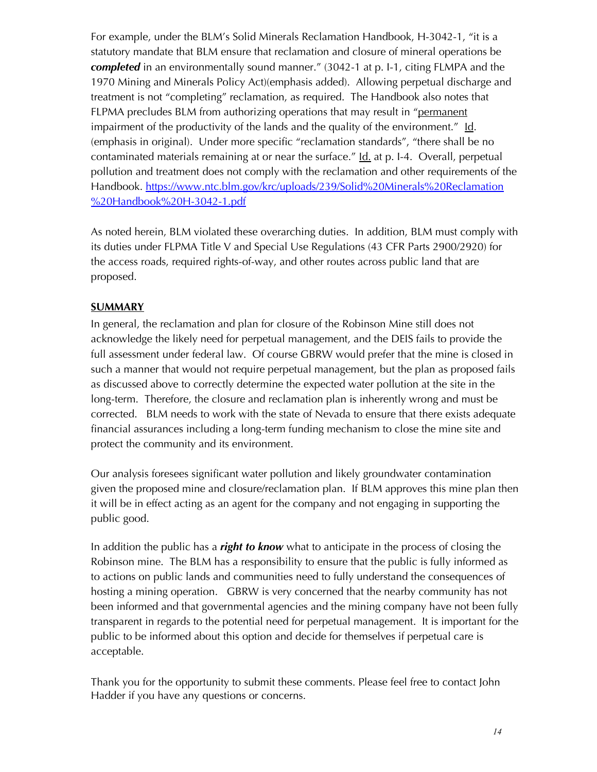For example, under the BLM's Solid Minerals Reclamation Handbook, H-3042-1, "it is a statutory mandate that BLM ensure that reclamation and closure of mineral operations be ***completed*** in an environmentally sound manner." (3042-1 at p. I-1, citing FLMPA and the 1970 Mining and Minerals Policy Act)(emphasis added). Allowing perpetual discharge and treatment is not "completing" reclamation, as required. The Handbook also notes that FLPMA precludes BLM from authorizing operations that may result in "permanent impairment of the productivity of the lands and the quality of the environment." Id. (emphasis in original). Under more specific "reclamation standards", "there shall be no contaminated materials remaining at or near the surface." Id. at p. I-4. Overall, perpetual pollution and treatment does not comply with the reclamation and other requirements of the Handbook. https://www.ntc.blm.gov/krc/uploads/239/Solid%20Minerals%20Reclamation%20Handbook%20H-3042-1.pdf

As noted herein, BLM violated these overarching duties. In addition, BLM must comply with its duties under FLPMA Title V and Special Use Regulations (43 CFR Parts 2900/2920) for the access roads, required rights-of-way, and other routes across public land that are proposed.

**SUMMARY**

In general, the reclamation and plan for closure of the Robinson Mine still does not acknowledge the likely need for perpetual management, and the DEIS fails to provide the full assessment under federal law. Of course GBRW would prefer that the mine is closed in such a manner that would not require perpetual management, but the plan as proposed fails as discussed above to correctly determine the expected water pollution at the site in the long-term. Therefore, the closure and reclamation plan is inherently wrong and must be corrected. BLM needs to work with the state of Nevada to ensure that there exists adequate financial assurances including a long-term funding mechanism to close the mine site and protect the community and its environment.

Our analysis foresees significant water pollution and likely groundwater contamination given the proposed mine and closure/reclamation plan. If BLM approves this mine plan then it will be in effect acting as an agent for the company and not engaging in supporting the public good.

In addition the public has a ***right to know*** what to anticipate in the process of closing the Robinson mine. The BLM has a responsibility to ensure that the public is fully informed as to actions on public lands and communities need to fully understand the consequences of hosting a mining operation. GBRW is very concerned that the nearby community has not been informed and that governmental agencies and the mining company have not been fully transparent in regards to the potential need for perpetual management. It is important for the public to be informed about this option and decide for themselves if perpetual care is acceptable.

Thank you for the opportunity to submit these comments. Please feel free to contact John Hadder if you have any questions or concerns.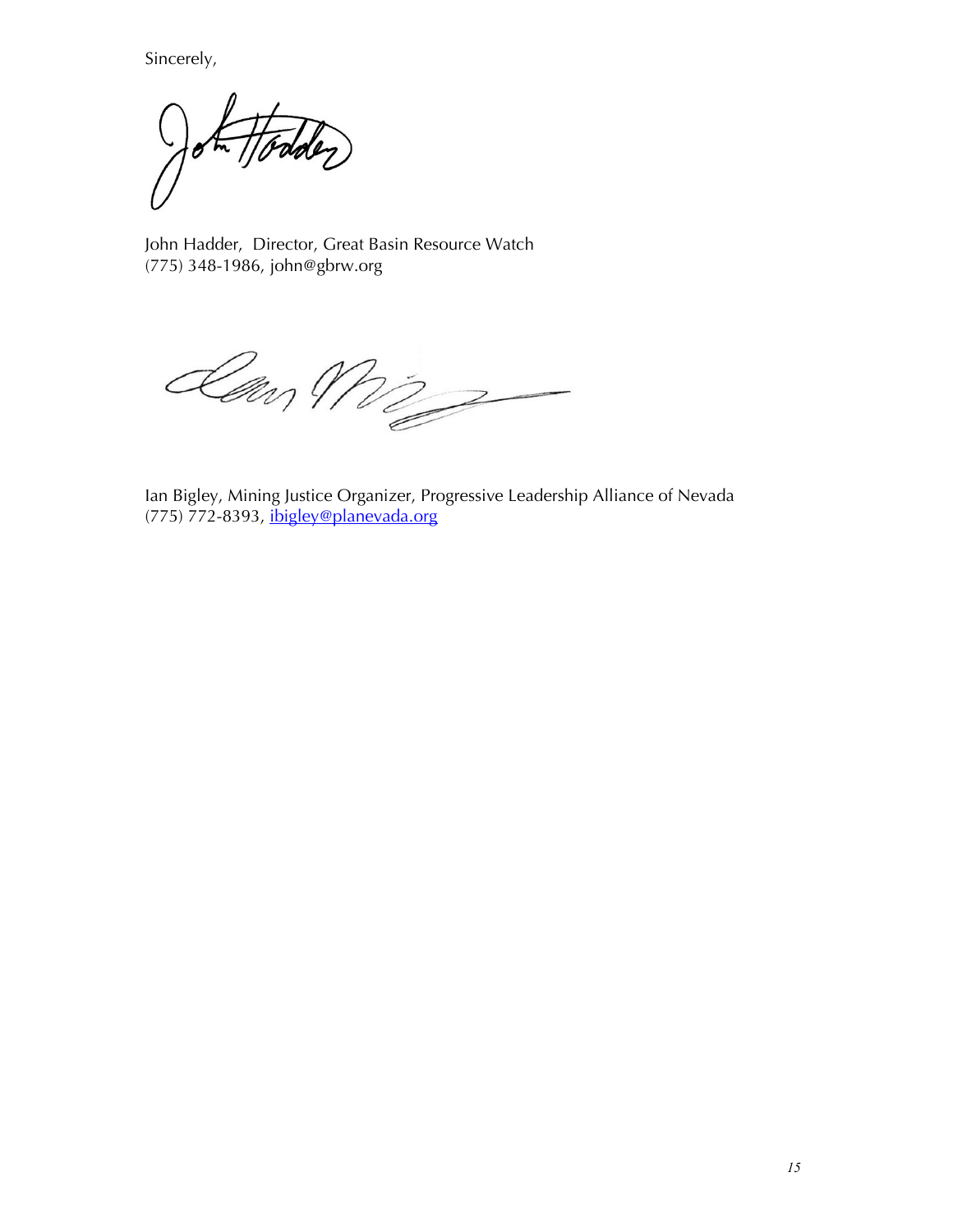Sincerely,

John Hadder, Director, Great Basin Resource Watch
(775) 348-1986, john@gbrw.org

Ian Bigley, Mining Justice Organizer, Progressive Leadership Alliance of Nevada
(775) 772-8393, ibigley@planevada.org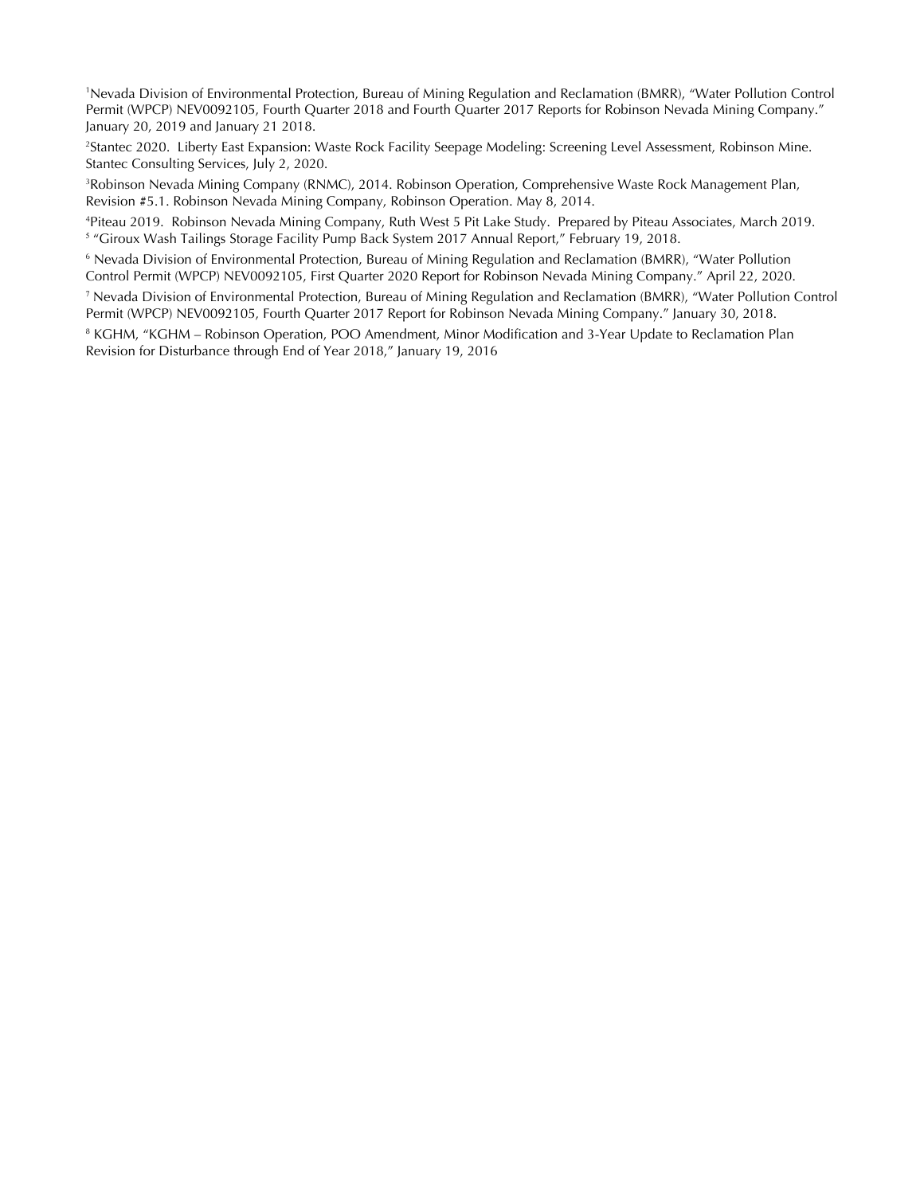[1]Nevada Division of Environmental Protection, Bureau of Mining Regulation and Reclamation (BMRR), "Water Pollution Control Permit (WPCP) NEV0092105, Fourth Quarter 2018 and Fourth Quarter 2017 Reports for Robinson Nevada Mining Company." January 20, 2019 and January 21 2018.

[2]Stantec 2020. Liberty East Expansion: Waste Rock Facility Seepage Modeling: Screening Level Assessment, Robinson Mine. Stantec Consulting Services, July 2, 2020.

[3]Robinson Nevada Mining Company (RNMC), 2014. Robinson Operation, Comprehensive Waste Rock Management Plan, Revision #5.1. Robinson Nevada Mining Company, Robinson Operation. May 8, 2014.

[4]Piteau 2019. Robinson Nevada Mining Company, Ruth West 5 Pit Lake Study. Prepared by Piteau Associates, March 2019.

[5] "Giroux Wash Tailings Storage Facility Pump Back System 2017 Annual Report," February 19, 2018.

[6] Nevada Division of Environmental Protection, Bureau of Mining Regulation and Reclamation (BMRR), "Water Pollution Control Permit (WPCP) NEV0092105, First Quarter 2020 Report for Robinson Nevada Mining Company." April 22, 2020.

[7] Nevada Division of Environmental Protection, Bureau of Mining Regulation and Reclamation (BMRR), "Water Pollution Control Permit (WPCP) NEV0092105, Fourth Quarter 2017 Report for Robinson Nevada Mining Company." January 30, 2018.

[8] KGHM, "KGHM – Robinson Operation, POO Amendment, Minor Modification and 3-Year Update to Reclamation Plan Revision for Disturbance through End of Year 2018," January 19, 2016